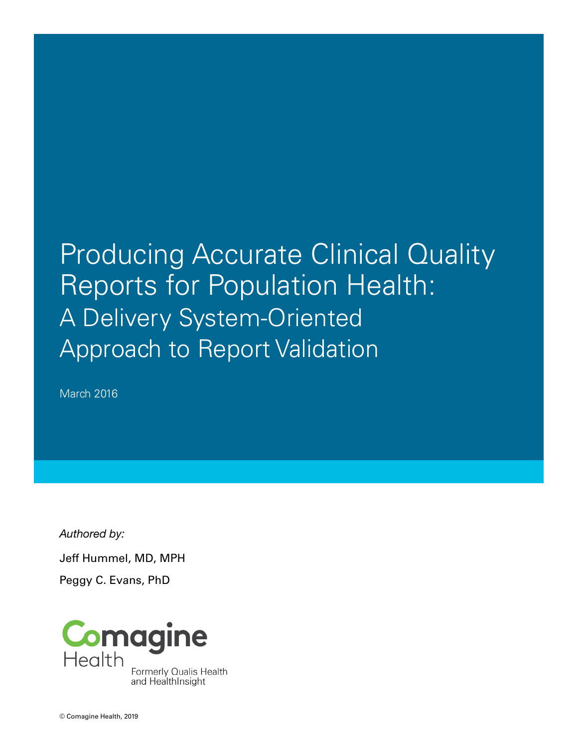# Producing Accurate Clinical Quality Reports for Population Health:

## A Delivery System-Oriented Approach to Report Validation

March 2016

*Authored by:*

Jeff Hummel, MD, MPH

Peggy C. Evans, PhD

Comagine Health

Formerly Qualis Health and HealthInsight

© Comagine Health, 2019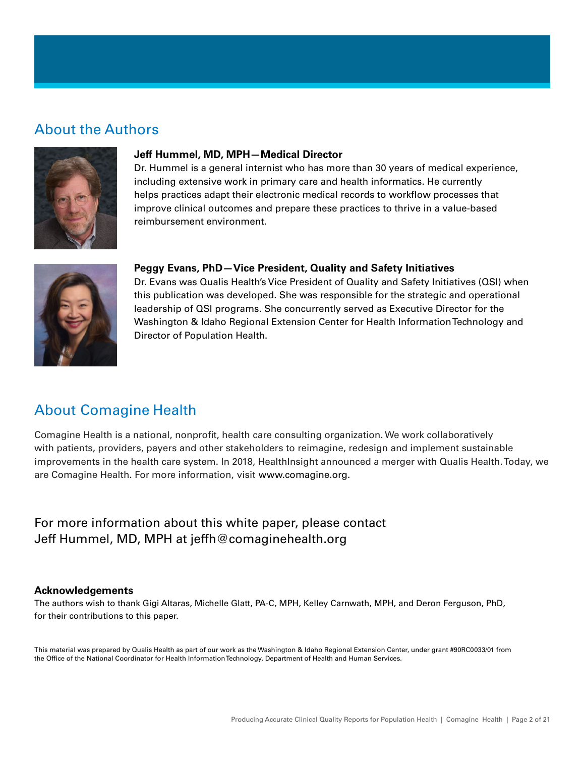## About the Authors

**Jeff Hummel, MD, MPH—Medical Director**
Dr. Hummel is a general internist who has more than 30 years of medical experience, including extensive work in primary care and health informatics. He currently helps practices adapt their electronic medical records to workflow processes that improve clinical outcomes and prepare these practices to thrive in a value-based reimbursement environment.

**Peggy Evans, PhD—Vice President, Quality and Safety Initiatives**
Dr. Evans was Qualis Health's Vice President of Quality and Safety Initiatives (QSI) when this publication was developed. She was responsible for the strategic and operational leadership of QSI programs. She concurrently served as Executive Director for the Washington & Idaho Regional Extension Center for Health Information Technology and Director of Population Health.

## About Comagine Health

Comagine Health is a national, nonprofit, health care consulting organization. We work collaboratively with patients, providers, payers and other stakeholders to reimagine, redesign and implement sustainable improvements in the health care system. In 2018, HealthInsight announced a merger with Qualis Health. Today, we are Comagine Health. For more information, visit www.comagine.org.

For more information about this white paper, please contact Jeff Hummel, MD, MPH at jeffh@comaginehealth.org

**Acknowledgements**
The authors wish to thank Gigi Altaras, Michelle Glatt, PA-C, MPH, Kelley Carnwath, MPH, and Deron Ferguson, PhD, for their contributions to this paper.

This material was prepared by Qualis Health as part of our work as the Washington & Idaho Regional Extension Center, under grant #90RC0033/01 from the Office of the National Coordinator for Health Information Technology, Department of Health and Human Services.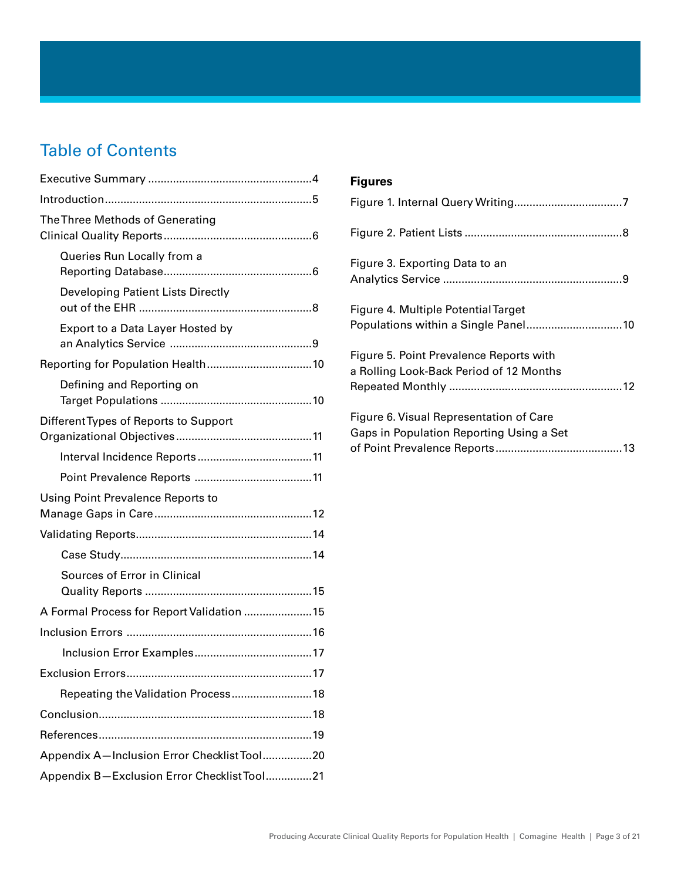## Table of Contents

- Executive Summary ....................................................4
- Introduction..................................................................5
- The Three Methods of Generating Clinical Quality Reports................................................6
  - Queries Run Locally from a Reporting Database................................................6
  - Developing Patient Lists Directly out of the EHR .......................................................8
  - Export to a Data Layer Hosted by an Analytics Service .............................................9
- Reporting for Population Health..................................10
  - Defining and Reporting on Target Populations ................................................10
- Different Types of Reports to Support Organizational Objectives............................................11
  - Interval Incidence Reports.....................................11
  - Point Prevalence Reports .....................................11
- Using Point Prevalence Reports to Manage Gaps in Care..................................................12
- Validating Reports........................................................14
  - Case Study.............................................................14
  - Sources of Error in Clinical Quality Reports .....................................................15
- A Formal Process for Report Validation ......................15
- Inclusion Errors ...........................................................16
  - Inclusion Error Examples......................................17
- Exclusion Errors...........................................................17
  - Repeating the Validation Process..........................18
- Conclusion....................................................................18
- References....................................................................19
- Appendix A—Inclusion Error Checklist Tool................20
- Appendix B—Exclusion Error Checklist Tool...............21

**Figures**

- Figure 1. Internal Query Writing...................................7
- Figure 2. Patient Lists ..................................................8
- Figure 3. Exporting Data to an Analytics Service .........................................................9
- Figure 4. Multiple Potential Target Populations within a Single Panel...............................10
- Figure 5. Point Prevalence Reports with a Rolling Look-Back Period of 12 Months Repeated Monthly .......................................................12
- Figure 6. Visual Representation of Care Gaps in Population Reporting Using a Set of Point Prevalence Reports.........................................13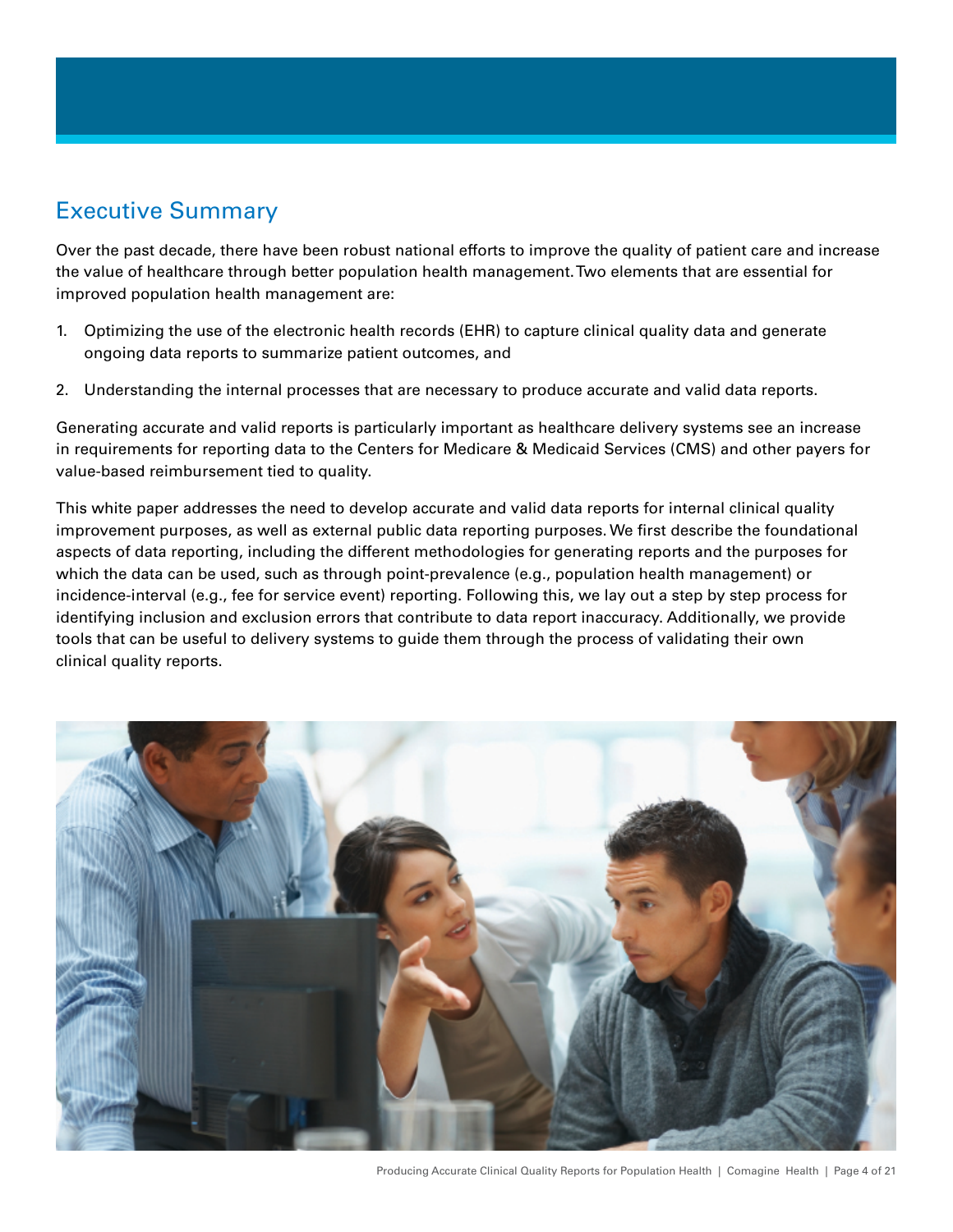## Executive Summary

Over the past decade, there have been robust national efforts to improve the quality of patient care and increase the value of healthcare through better population health management. Two elements that are essential for improved population health management are:

1. Optimizing the use of the electronic health records (EHR) to capture clinical quality data and generate ongoing data reports to summarize patient outcomes, and
2. Understanding the internal processes that are necessary to produce accurate and valid data reports.

Generating accurate and valid reports is particularly important as healthcare delivery systems see an increase in requirements for reporting data to the Centers for Medicare & Medicaid Services (CMS) and other payers for value-based reimbursement tied to quality.

This white paper addresses the need to develop accurate and valid data reports for internal clinical quality improvement purposes, as well as external public data reporting purposes. We first describe the foundational aspects of data reporting, including the different methodologies for generating reports and the purposes for which the data can be used, such as through point-prevalence (e.g., population health management) or incidence-interval (e.g., fee for service event) reporting. Following this, we lay out a step by step process for identifying inclusion and exclusion errors that contribute to data report inaccuracy. Additionally, we provide tools that can be useful to delivery systems to guide them through the process of validating their own clinical quality reports.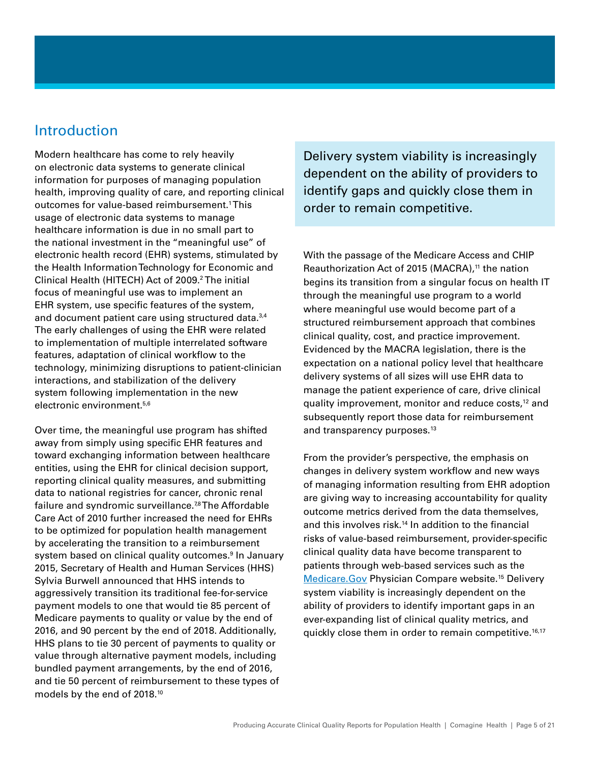## Introduction

Modern healthcare has come to rely heavily on electronic data systems to generate clinical information for purposes of managing population health, improving quality of care, and reporting clinical outcomes for value-based reimbursement.[1] This usage of electronic data systems to manage healthcare information is due in no small part to the national investment in the "meaningful use" of electronic health record (EHR) systems, stimulated by the Health Information Technology for Economic and Clinical Health (HITECH) Act of 2009.[2] The initial focus of meaningful use was to implement an EHR system, use specific features of the system, and document patient care using structured data.[3,4] The early challenges of using the EHR were related to implementation of multiple interrelated software features, adaptation of clinical workflow to the technology, minimizing disruptions to patient-clinician interactions, and stabilization of the delivery system following implementation in the new electronic environment.[5,6]

Over time, the meaningful use program has shifted away from simply using specific EHR features and toward exchanging information between healthcare entities, using the EHR for clinical decision support, reporting clinical quality measures, and submitting data to national registries for cancer, chronic renal failure and syndromic surveillance.[7,8] The Affordable Care Act of 2010 further increased the need for EHRs to be optimized for population health management by accelerating the transition to a reimbursement system based on clinical quality outcomes.[9] In January 2015, Secretary of Health and Human Services (HHS) Sylvia Burwell announced that HHS intends to aggressively transition its traditional fee-for-service payment models to one that would tie 85 percent of Medicare payments to quality or value by the end of 2016, and 90 percent by the end of 2018. Additionally, HHS plans to tie 30 percent of payments to quality or value through alternative payment models, including bundled payment arrangements, by the end of 2016, and tie 50 percent of reimbursement to these types of models by the end of 2018.[10]

> Delivery system viability is increasingly dependent on the ability of providers to identify gaps and quickly close them in order to remain competitive.

With the passage of the Medicare Access and CHIP Reauthorization Act of 2015 (MACRA),[11] the nation begins its transition from a singular focus on health IT through the meaningful use program to a world where meaningful use would become part of a structured reimbursement approach that combines clinical quality, cost, and practice improvement. Evidenced by the MACRA legislation, there is the expectation on a national policy level that healthcare delivery systems of all sizes will use EHR data to manage the patient experience of care, drive clinical quality improvement, monitor and reduce costs,[12] and subsequently report those data for reimbursement and transparency purposes.[13]

From the provider's perspective, the emphasis on changes in delivery system workflow and new ways of managing information resulting from EHR adoption are giving way to increasing accountability for quality outcome metrics derived from the data themselves, and this involves risk.[14] In addition to the financial risks of value-based reimbursement, provider-specific clinical quality data have become transparent to patients through web-based services such as the Medicare.Gov Physician Compare website.[15] Delivery system viability is increasingly dependent on the ability of providers to identify important gaps in an ever-expanding list of clinical quality metrics, and quickly close them in order to remain competitive.[16,17]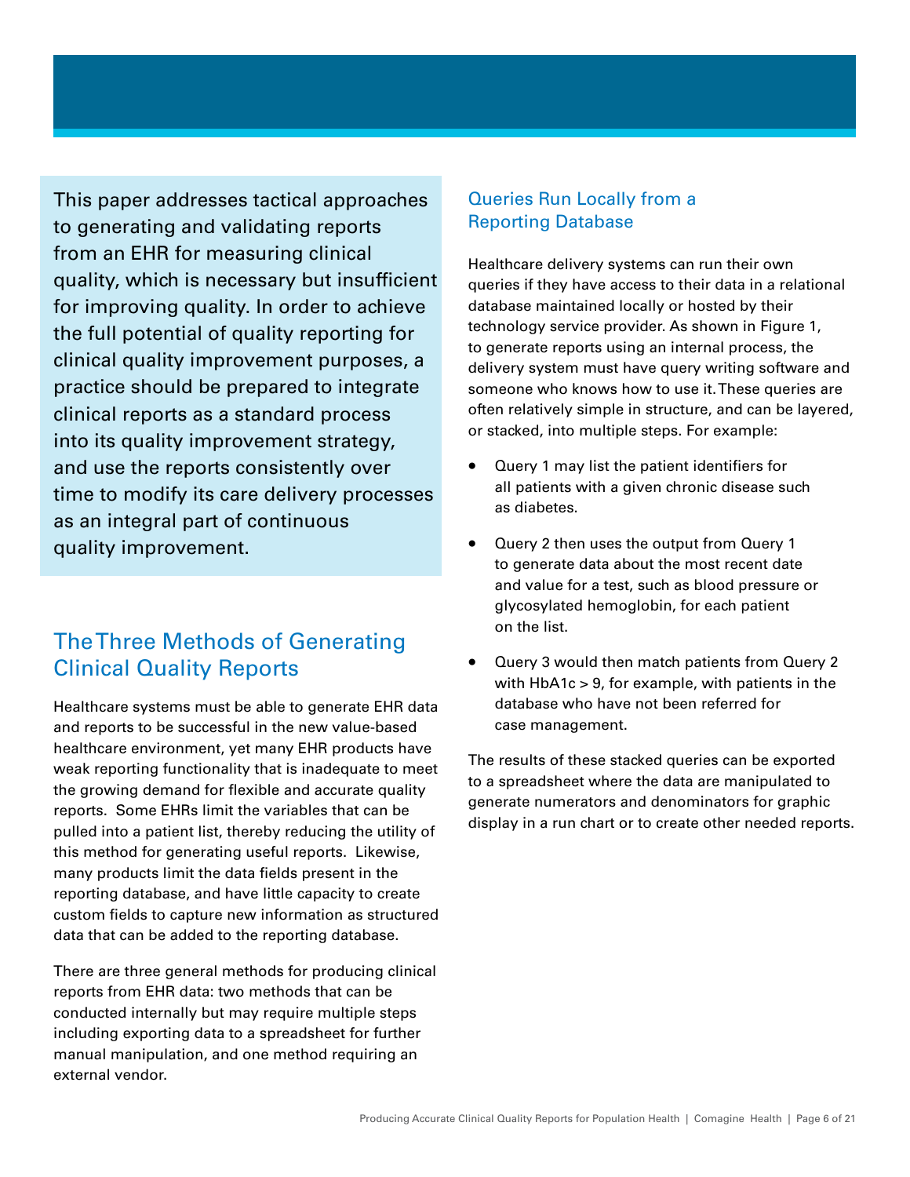This paper addresses tactical approaches to generating and validating reports from an EHR for measuring clinical quality, which is necessary but insufficient for improving quality. In order to achieve the full potential of quality reporting for clinical quality improvement purposes, a practice should be prepared to integrate clinical reports as a standard process into its quality improvement strategy, and use the reports consistently over time to modify its care delivery processes as an integral part of continuous quality improvement.

## The Three Methods of Generating Clinical Quality Reports

Healthcare systems must be able to generate EHR data and reports to be successful in the new value-based healthcare environment, yet many EHR products have weak reporting functionality that is inadequate to meet the growing demand for flexible and accurate quality reports. Some EHRs limit the variables that can be pulled into a patient list, thereby reducing the utility of this method for generating useful reports. Likewise, many products limit the data fields present in the reporting database, and have little capacity to create custom fields to capture new information as structured data that can be added to the reporting database.

There are three general methods for producing clinical reports from EHR data: two methods that can be conducted internally but may require multiple steps including exporting data to a spreadsheet for further manual manipulation, and one method requiring an external vendor.

### Queries Run Locally from a Reporting Database

Healthcare delivery systems can run their own queries if they have access to their data in a relational database maintained locally or hosted by their technology service provider. As shown in Figure 1, to generate reports using an internal process, the delivery system must have query writing software and someone who knows how to use it. These queries are often relatively simple in structure, and can be layered, or stacked, into multiple steps. For example:

- Query 1 may list the patient identifiers for all patients with a given chronic disease such as diabetes.
- Query 2 then uses the output from Query 1 to generate data about the most recent date and value for a test, such as blood pressure or glycosylated hemoglobin, for each patient on the list.
- Query 3 would then match patients from Query 2 with HbA1c > 9, for example, with patients in the database who have not been referred for case management.

The results of these stacked queries can be exported to a spreadsheet where the data are manipulated to generate numerators and denominators for graphic display in a run chart or to create other needed reports.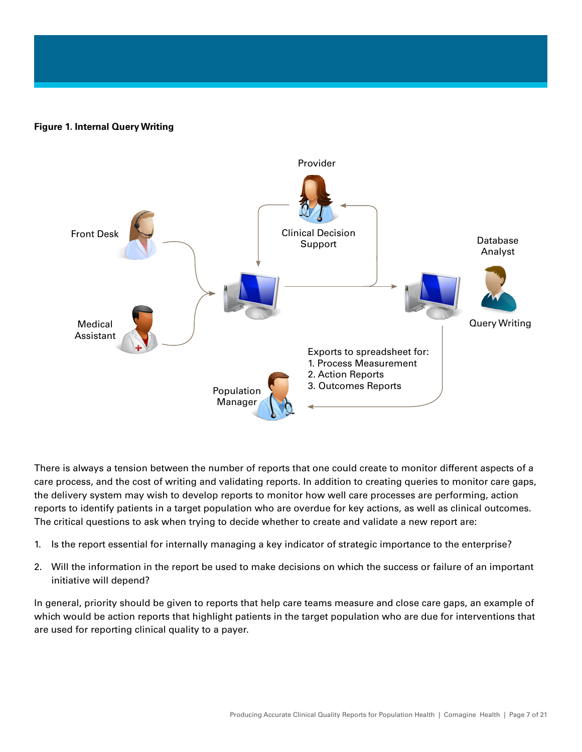**Figure 1. Internal Query Writing**

Provider

Clinical Decision Support

Front Desk

Medical Assistant

Database Analyst

Query Writing

Exports to spreadsheet for:
1. Process Measurement
2. Action Reports
3. Outcomes Reports

Population Manager

There is always a tension between the number of reports that one could create to monitor different aspects of a care process, and the cost of writing and validating reports. In addition to creating queries to monitor care gaps, the delivery system may wish to develop reports to monitor how well care processes are performing, action reports to identify patients in a target population who are overdue for key actions, as well as clinical outcomes. The critical questions to ask when trying to decide whether to create and validate a new report are:

1. Is the report essential for internally managing a key indicator of strategic importance to the enterprise?
2. Will the information in the report be used to make decisions on which the success or failure of an important initiative will depend?

In general, priority should be given to reports that help care teams measure and close care gaps, an example of which would be action reports that highlight patients in the target population who are due for interventions that are used for reporting clinical quality to a payer.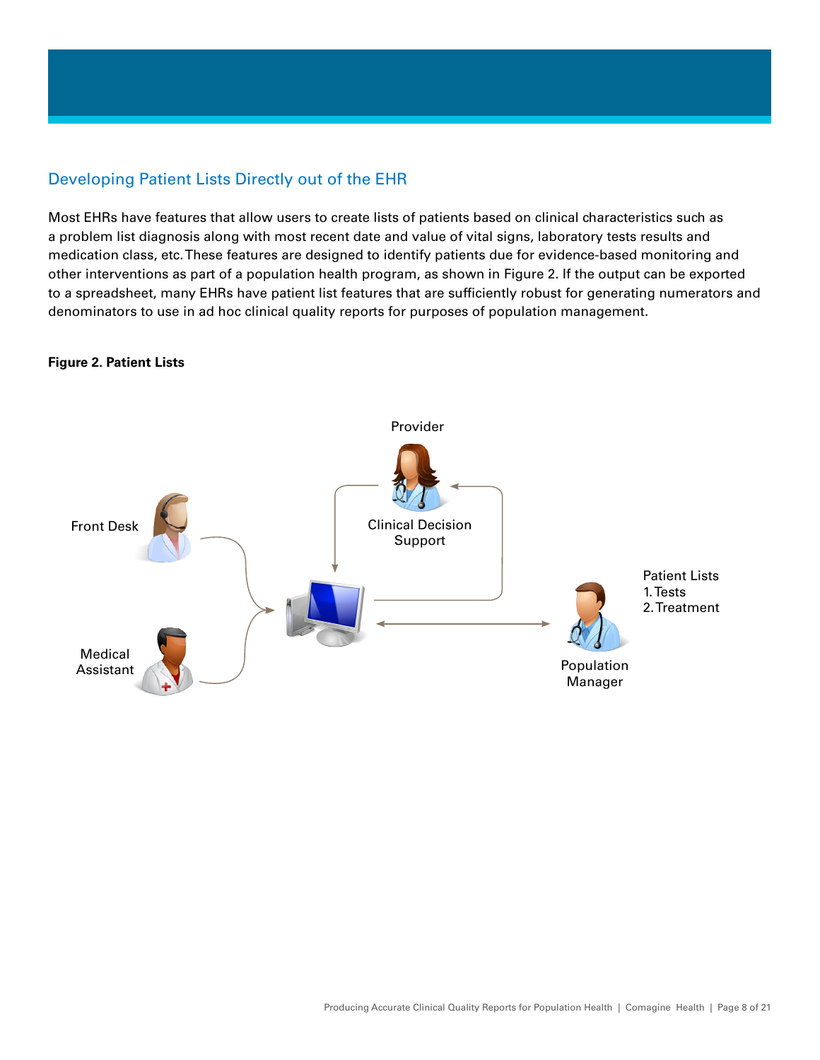## Developing Patient Lists Directly out of the EHR

Most EHRs have features that allow users to create lists of patients based on clinical characteristics such as a problem list diagnosis along with most recent date and value of vital signs, laboratory tests results and medication class, etc. These features are designed to identify patients due for evidence-based monitoring and other interventions as part of a population health program, as shown in Figure 2. If the output can be exported to a spreadsheet, many EHRs have patient list features that are sufficiently robust for generating numerators and denominators to use in ad hoc clinical quality reports for purposes of population management.

**Figure 2. Patient Lists**

Provider

Clinical Decision Support

Front Desk

Medical Assistant

Patient Lists
1. Tests
2. Treatment

Population Manager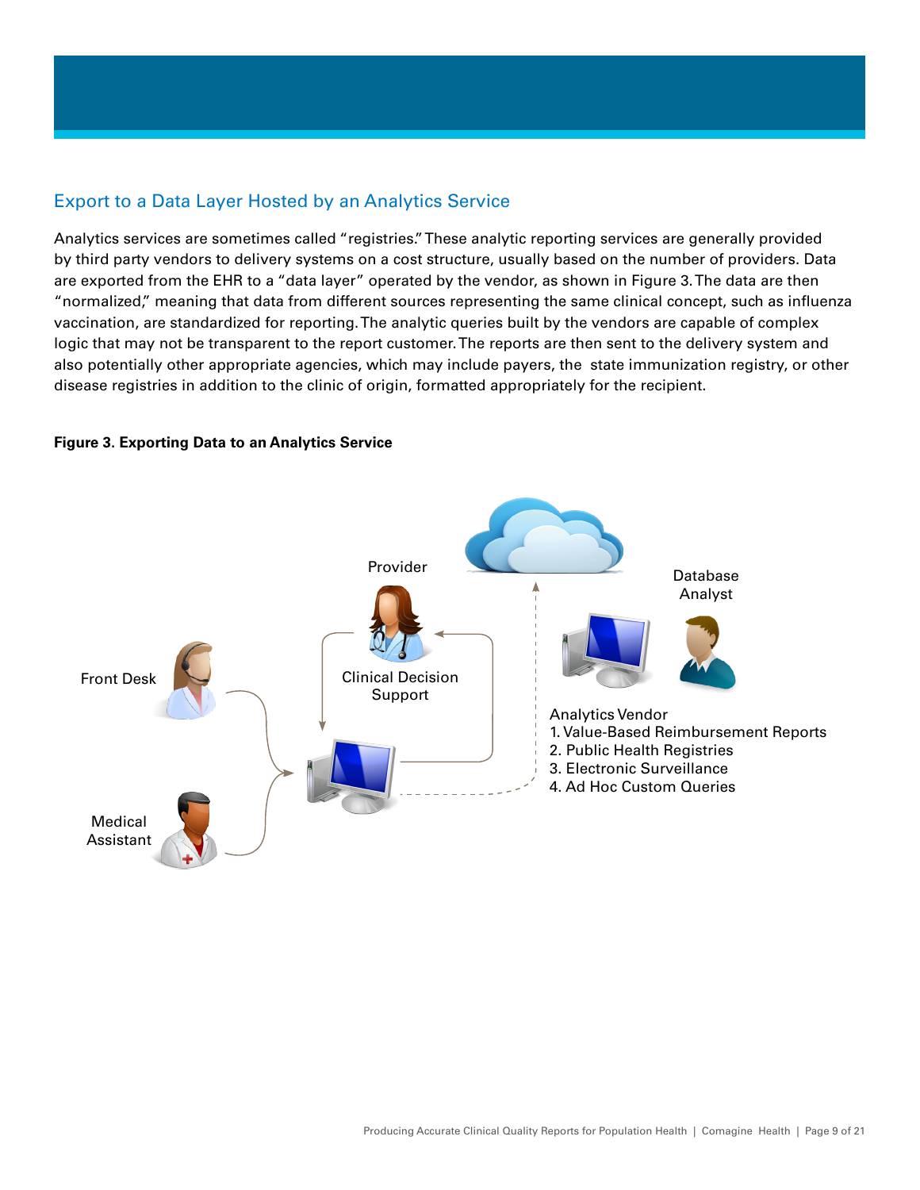## Export to a Data Layer Hosted by an Analytics Service

Analytics services are sometimes called "registries." These analytic reporting services are generally provided by third party vendors to delivery systems on a cost structure, usually based on the number of providers. Data are exported from the EHR to a "data layer" operated by the vendor, as shown in Figure 3. The data are then "normalized," meaning that data from different sources representing the same clinical concept, such as influenza vaccination, are standardized for reporting. The analytic queries built by the vendors are capable of complex logic that may not be transparent to the report customer. The reports are then sent to the delivery system and also potentially other appropriate agencies, which may include payers, the state immunization registry, or other disease registries in addition to the clinic of origin, formatted appropriately for the recipient.

**Figure 3. Exporting Data to an Analytics Service**

Provider

Clinical Decision Support

Front Desk

Medical Assistant

Database Analyst

Analytics Vendor

1. Value-Based Reimbursement Reports
2. Public Health Registries
3. Electronic Surveillance
4. Ad Hoc Custom Queries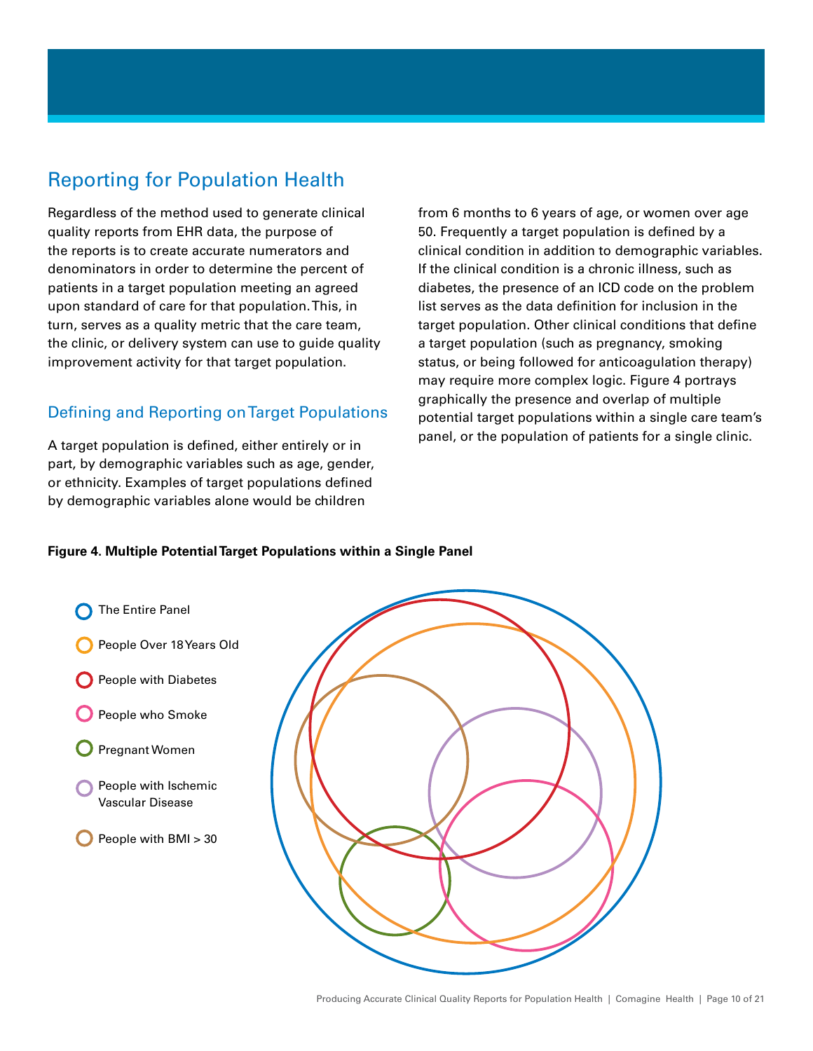## Reporting for Population Health

Regardless of the method used to generate clinical quality reports from EHR data, the purpose of the reports is to create accurate numerators and denominators in order to determine the percent of patients in a target population meeting an agreed upon standard of care for that population. This, in turn, serves as a quality metric that the care team, the clinic, or delivery system can use to guide quality improvement activity for that target population.

### Defining and Reporting on Target Populations

A target population is defined, either entirely or in part, by demographic variables such as age, gender, or ethnicity. Examples of target populations defined by demographic variables alone would be children from 6 months to 6 years of age, or women over age 50. Frequently a target population is defined by a clinical condition in addition to demographic variables. If the clinical condition is a chronic illness, such as diabetes, the presence of an ICD code on the problem list serves as the data definition for inclusion in the target population. Other clinical conditions that define a target population (such as pregnancy, smoking status, or being followed for anticoagulation therapy) may require more complex logic. Figure 4 portrays graphically the presence and overlap of multiple potential target populations within a single care team's panel, or the population of patients for a single clinic.

**Figure 4. Multiple Potential Target Populations within a Single Panel**

- The Entire Panel
- People Over 18 Years Old
- People with Diabetes
- People who Smoke
- Pregnant Women
- People with Ischemic Vascular Disease
- People with BMI > 30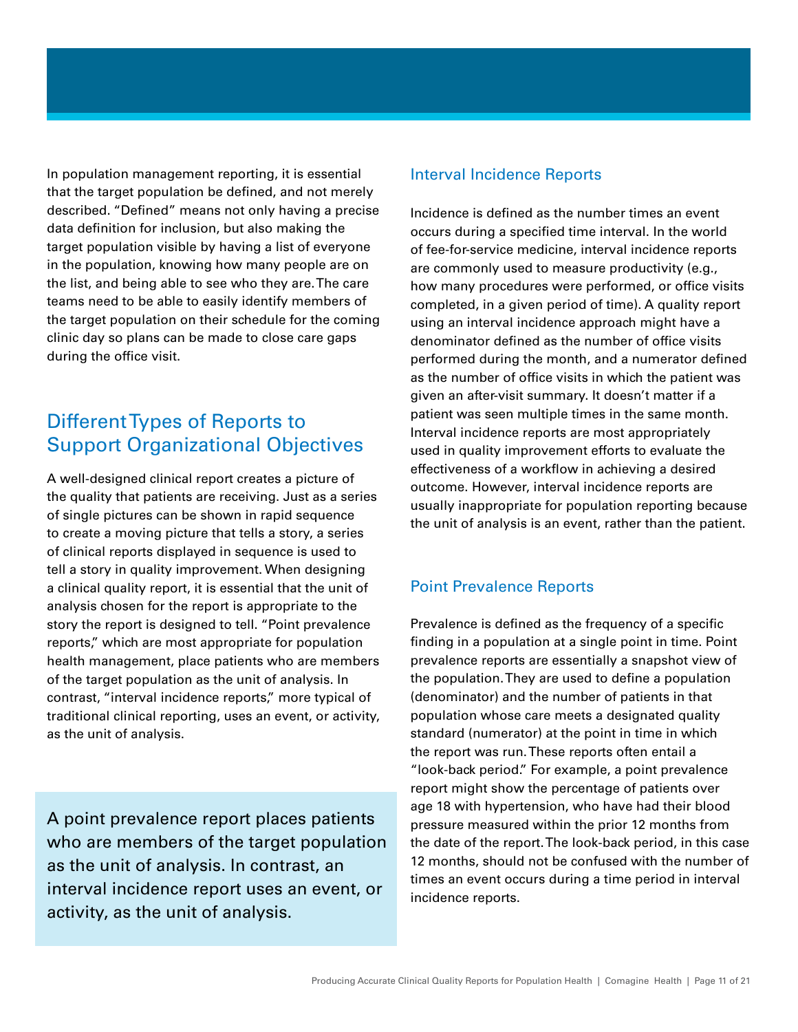In population management reporting, it is essential that the target population be defined, and not merely described. "Defined" means not only having a precise data definition for inclusion, but also making the target population visible by having a list of everyone in the population, knowing how many people are on the list, and being able to see who they are. The care teams need to be able to easily identify members of the target population on their schedule for the coming clinic day so plans can be made to close care gaps during the office visit.

## Different Types of Reports to Support Organizational Objectives

A well-designed clinical report creates a picture of the quality that patients are receiving. Just as a series of single pictures can be shown in rapid sequence to create a moving picture that tells a story, a series of clinical reports displayed in sequence is used to tell a story in quality improvement. When designing a clinical quality report, it is essential that the unit of analysis chosen for the report is appropriate to the story the report is designed to tell. "Point prevalence reports," which are most appropriate for population health management, place patients who are members of the target population as the unit of analysis. In contrast, "interval incidence reports," more typical of traditional clinical reporting, uses an event, or activity, as the unit of analysis.

> A point prevalence report places patients who are members of the target population as the unit of analysis. In contrast, an interval incidence report uses an event, or activity, as the unit of analysis.

### Interval Incidence Reports

Incidence is defined as the number times an event occurs during a specified time interval. In the world of fee-for-service medicine, interval incidence reports are commonly used to measure productivity (e.g., how many procedures were performed, or office visits completed, in a given period of time). A quality report using an interval incidence approach might have a denominator defined as the number of office visits performed during the month, and a numerator defined as the number of office visits in which the patient was given an after-visit summary. It doesn't matter if a patient was seen multiple times in the same month. Interval incidence reports are most appropriately used in quality improvement efforts to evaluate the effectiveness of a workflow in achieving a desired outcome. However, interval incidence reports are usually inappropriate for population reporting because the unit of analysis is an event, rather than the patient.

### Point Prevalence Reports

Prevalence is defined as the frequency of a specific finding in a population at a single point in time. Point prevalence reports are essentially a snapshot view of the population. They are used to define a population (denominator) and the number of patients in that population whose care meets a designated quality standard (numerator) at the point in time in which the report was run. These reports often entail a "look-back period." For example, a point prevalence report might show the percentage of patients over age 18 with hypertension, who have had their blood pressure measured within the prior 12 months from the date of the report. The look-back period, in this case 12 months, should not be confused with the number of times an event occurs during a time period in interval incidence reports.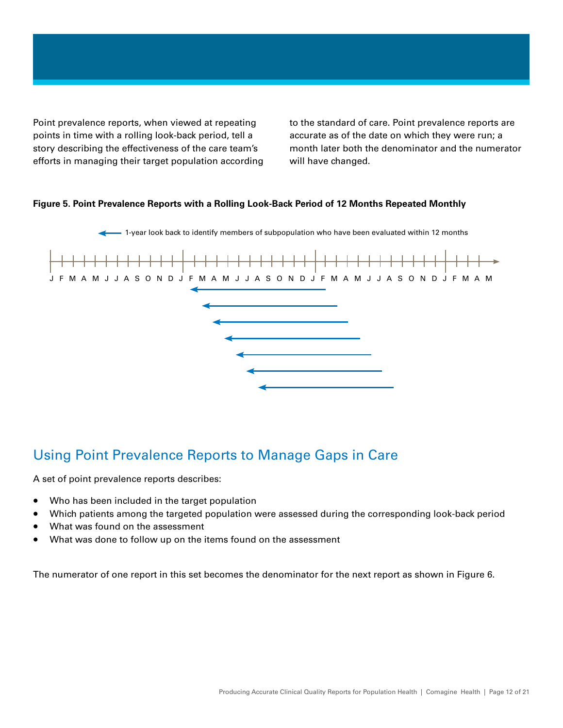Point prevalence reports, when viewed at repeating points in time with a rolling look-back period, tell a story describing the effectiveness of the care team's efforts in managing their target population according to the standard of care. Point prevalence reports are accurate as of the date on which they were run; a month later both the denominator and the numerator will have changed.

**Figure 5. Point Prevalence Reports with a Rolling Look-Back Period of 12 Months Repeated Monthly**

← 1-year look back to identify members of subpopulation who have been evaluated within 12 months

J F M A M J J A S O N D J F M A M J J A S O N D J F M A M J J A S O N D J F M A M

## Using Point Prevalence Reports to Manage Gaps in Care

A set of point prevalence reports describes:

- Who has been included in the target population
- Which patients among the targeted population were assessed during the corresponding look-back period
- What was found on the assessment
- What was done to follow up on the items found on the assessment

The numerator of one report in this set becomes the denominator for the next report as shown in Figure 6.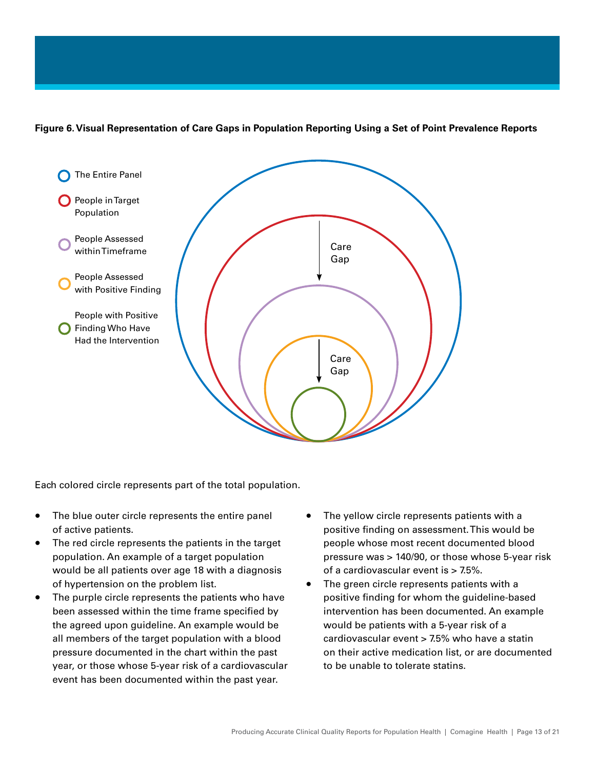**Figure 6. Visual Representation of Care Gaps in Population Reporting Using a Set of Point Prevalence Reports**

- The Entire Panel
- People in Target Population
- People Assessed within Timeframe
- People Assessed with Positive Finding
- People with Positive Finding Who Have Had the Intervention

Care Gap

Care Gap

Each colored circle represents part of the total population.

- The blue outer circle represents the entire panel of active patients.
- The red circle represents the patients in the target population. An example of a target population would be all patients over age 18 with a diagnosis of hypertension on the problem list.
- The purple circle represents the patients who have been assessed within the time frame specified by the agreed upon guideline. An example would be all members of the target population with a blood pressure documented in the chart within the past year, or those whose 5-year risk of a cardiovascular event has been documented within the past year.
- The yellow circle represents patients with a positive finding on assessment. This would be people whose most recent documented blood pressure was > 140/90, or those whose 5-year risk of a cardiovascular event is > 7.5%.
- The green circle represents patients with a positive finding for whom the guideline-based intervention has been documented. An example would be patients with a 5-year risk of a cardiovascular event > 7.5% who have a statin on their active medication list, or are documented to be unable to tolerate statins.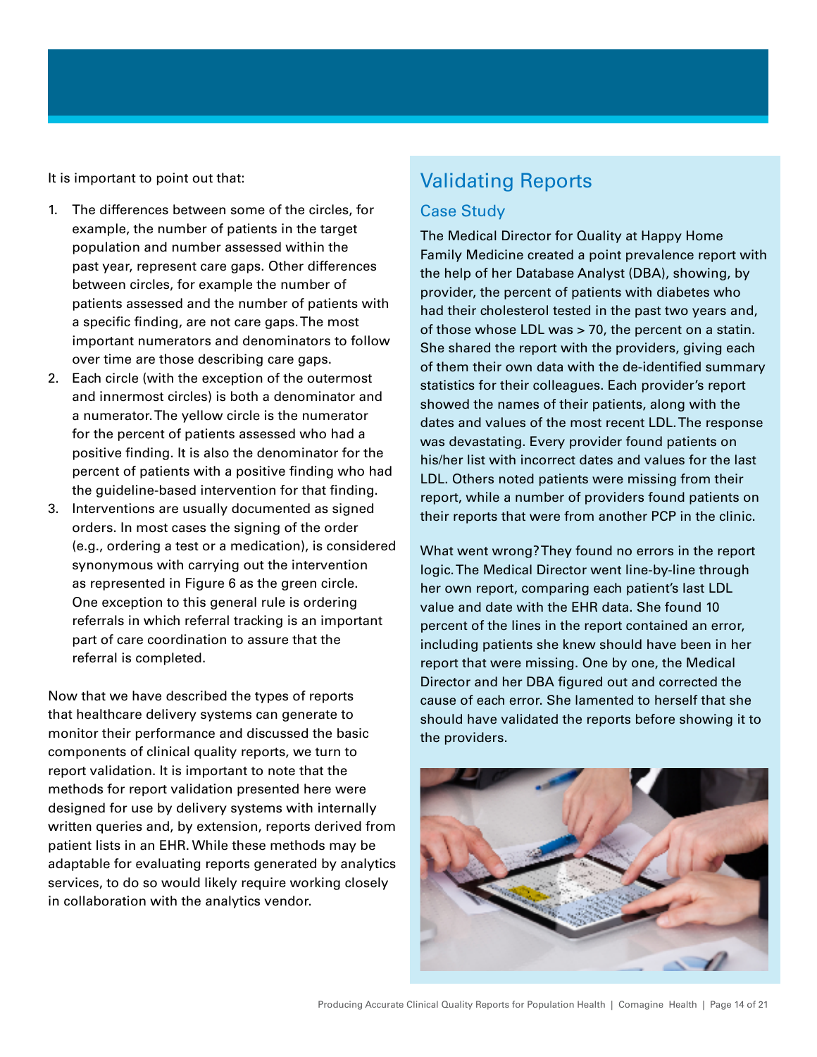It is important to point out that:

1. The differences between some of the circles, for example, the number of patients in the target population and number assessed within the past year, represent care gaps. Other differences between circles, for example the number of patients assessed and the number of patients with a specific finding, are not care gaps. The most important numerators and denominators to follow over time are those describing care gaps.
2. Each circle (with the exception of the outermost and innermost circles) is both a denominator and a numerator. The yellow circle is the numerator for the percent of patients assessed who had a positive finding. It is also the denominator for the percent of patients with a positive finding who had the guideline-based intervention for that finding.
3. Interventions are usually documented as signed orders. In most cases the signing of the order (e.g., ordering a test or a medication), is considered synonymous with carrying out the intervention as represented in Figure 6 as the green circle. One exception to this general rule is ordering referrals in which referral tracking is an important part of care coordination to assure that the referral is completed.

Now that we have described the types of reports that healthcare delivery systems can generate to monitor their performance and discussed the basic components of clinical quality reports, we turn to report validation. It is important to note that the methods for report validation presented here were designed for use by delivery systems with internally written queries and, by extension, reports derived from patient lists in an EHR. While these methods may be adaptable for evaluating reports generated by analytics services, to do so would likely require working closely in collaboration with the analytics vendor.

## Validating Reports

### Case Study

The Medical Director for Quality at Happy Home Family Medicine created a point prevalence report with the help of her Database Analyst (DBA), showing, by provider, the percent of patients with diabetes who had their cholesterol tested in the past two years and, of those whose LDL was > 70, the percent on a statin. She shared the report with the providers, giving each of them their own data with the de-identified summary statistics for their colleagues. Each provider's report showed the names of their patients, along with the dates and values of the most recent LDL. The response was devastating. Every provider found patients on his/her list with incorrect dates and values for the last LDL. Others noted patients were missing from their report, while a number of providers found patients on their reports that were from another PCP in the clinic.

What went wrong? They found no errors in the report logic. The Medical Director went line-by-line through her own report, comparing each patient's last LDL value and date with the EHR data. She found 10 percent of the lines in the report contained an error, including patients she knew should have been in her report that were missing. One by one, the Medical Director and her DBA figured out and corrected the cause of each error. She lamented to herself that she should have validated the reports before showing it to the providers.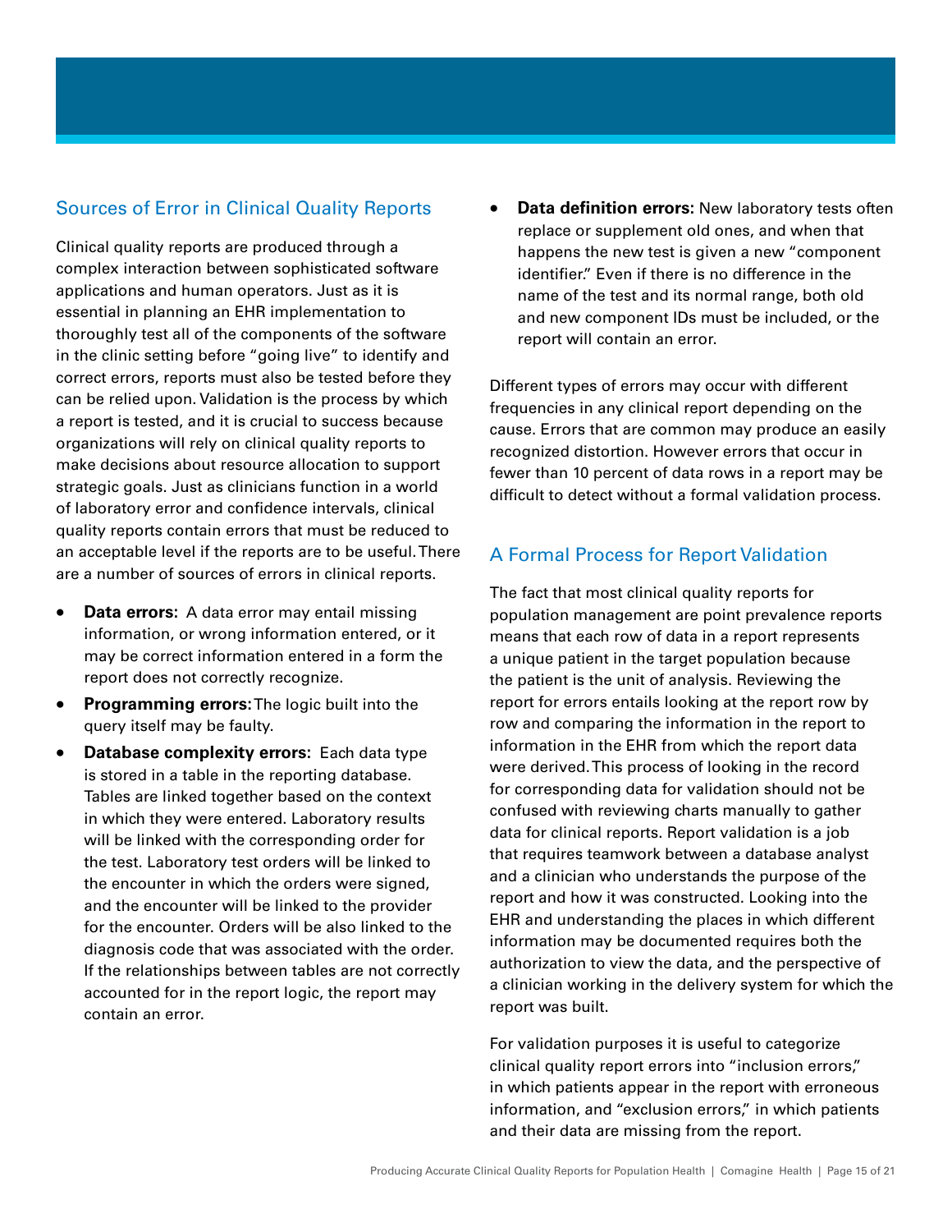## Sources of Error in Clinical Quality Reports

Clinical quality reports are produced through a complex interaction between sophisticated software applications and human operators. Just as it is essential in planning an EHR implementation to thoroughly test all of the components of the software in the clinic setting before "going live" to identify and correct errors, reports must also be tested before they can be relied upon. Validation is the process by which a report is tested, and it is crucial to success because organizations will rely on clinical quality reports to make decisions about resource allocation to support strategic goals. Just as clinicians function in a world of laboratory error and confidence intervals, clinical quality reports contain errors that must be reduced to an acceptable level if the reports are to be useful. There are a number of sources of errors in clinical reports.

- **Data errors:** A data error may entail missing information, or wrong information entered, or it may be correct information entered in a form the report does not correctly recognize.
- **Programming errors:** The logic built into the query itself may be faulty.
- **Database complexity errors:** Each data type is stored in a table in the reporting database. Tables are linked together based on the context in which they were entered. Laboratory results will be linked with the corresponding order for the test. Laboratory test orders will be linked to the encounter in which the orders were signed, and the encounter will be linked to the provider for the encounter. Orders will be also linked to the diagnosis code that was associated with the order. If the relationships between tables are not correctly accounted for in the report logic, the report may contain an error.
- **Data definition errors:** New laboratory tests often replace or supplement old ones, and when that happens the new test is given a new "component identifier." Even if there is no difference in the name of the test and its normal range, both old and new component IDs must be included, or the report will contain an error.

Different types of errors may occur with different frequencies in any clinical report depending on the cause. Errors that are common may produce an easily recognized distortion. However errors that occur in fewer than 10 percent of data rows in a report may be difficult to detect without a formal validation process.

## A Formal Process for Report Validation

The fact that most clinical quality reports for population management are point prevalence reports means that each row of data in a report represents a unique patient in the target population because the patient is the unit of analysis. Reviewing the report for errors entails looking at the report row by row and comparing the information in the report to information in the EHR from which the report data were derived. This process of looking in the record for corresponding data for validation should not be confused with reviewing charts manually to gather data for clinical reports. Report validation is a job that requires teamwork between a database analyst and a clinician who understands the purpose of the report and how it was constructed. Looking into the EHR and understanding the places in which different information may be documented requires both the authorization to view the data, and the perspective of a clinician working in the delivery system for which the report was built.

For validation purposes it is useful to categorize clinical quality report errors into "inclusion errors," in which patients appear in the report with erroneous information, and "exclusion errors," in which patients and their data are missing from the report.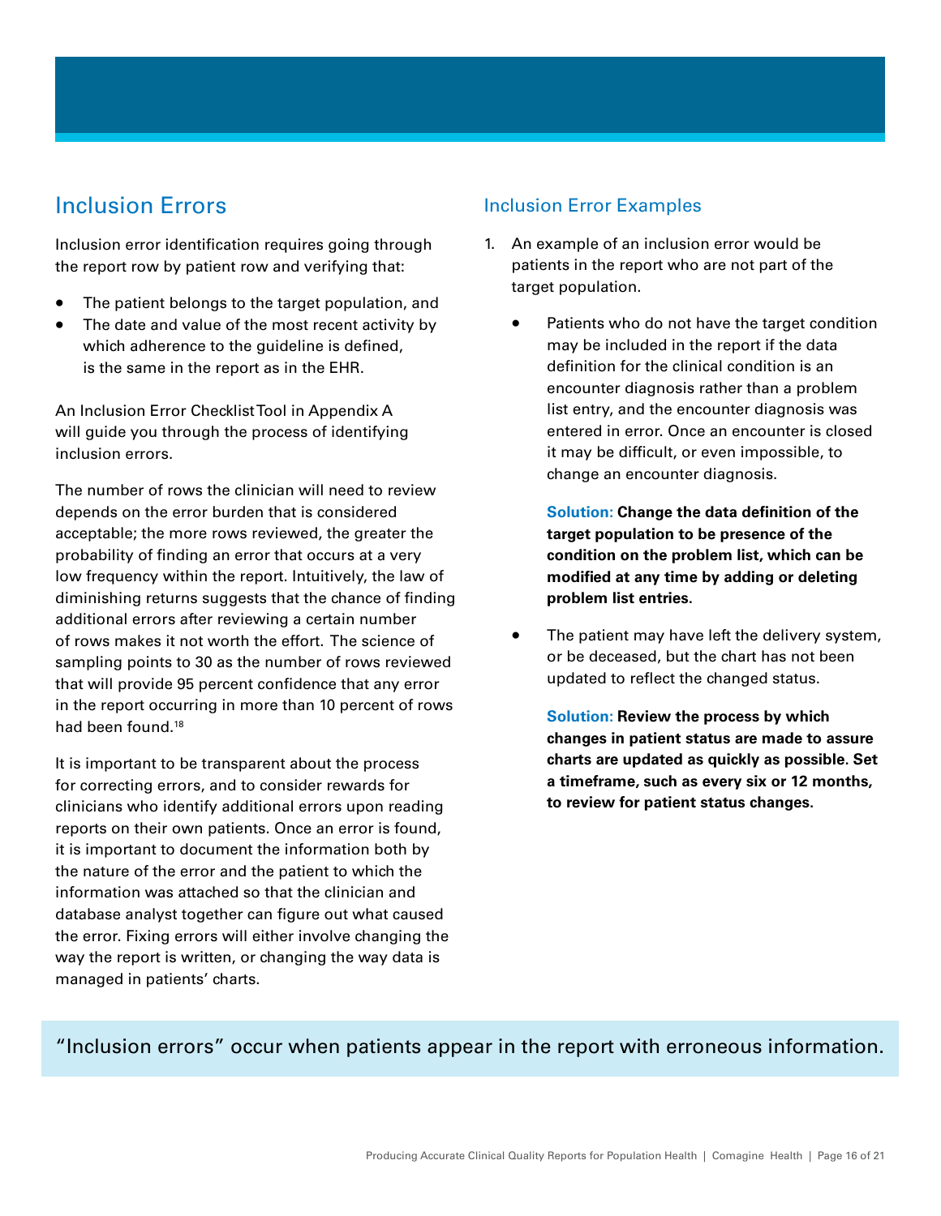## Inclusion Errors

Inclusion error identification requires going through the report row by patient row and verifying that:

- The patient belongs to the target population, and
- The date and value of the most recent activity by which adherence to the guideline is defined, is the same in the report as in the EHR.

An Inclusion Error Checklist Tool in Appendix A will guide you through the process of identifying inclusion errors.

The number of rows the clinician will need to review depends on the error burden that is considered acceptable; the more rows reviewed, the greater the probability of finding an error that occurs at a very low frequency within the report. Intuitively, the law of diminishing returns suggests that the chance of finding additional errors after reviewing a certain number of rows makes it not worth the effort. The science of sampling points to 30 as the number of rows reviewed that will provide 95 percent confidence that any error in the report occurring in more than 10 percent of rows had been found.[18]

It is important to be transparent about the process for correcting errors, and to consider rewards for clinicians who identify additional errors upon reading reports on their own patients. Once an error is found, it is important to document the information both by the nature of the error and the patient to which the information was attached so that the clinician and database analyst together can figure out what caused the error. Fixing errors will either involve changing the way the report is written, or changing the way data is managed in patients' charts.

### Inclusion Error Examples

1. An example of an inclusion error would be patients in the report who are not part of the target population.

   - Patients who do not have the target condition may be included in the report if the data definition for the clinical condition is an encounter diagnosis rather than a problem list entry, and the encounter diagnosis was entered in error. Once an encounter is closed it may be difficult, or even impossible, to change an encounter diagnosis.

     **Solution: Change the data definition of the target population to be presence of the condition on the problem list, which can be modified at any time by adding or deleting problem list entries.**

   - The patient may have left the delivery system, or be deceased, but the chart has not been updated to reflect the changed status.

     **Solution: Review the process by which changes in patient status are made to assure charts are updated as quickly as possible. Set a timeframe, such as every six or 12 months, to review for patient status changes.**

"Inclusion errors" occur when patients appear in the report with erroneous information.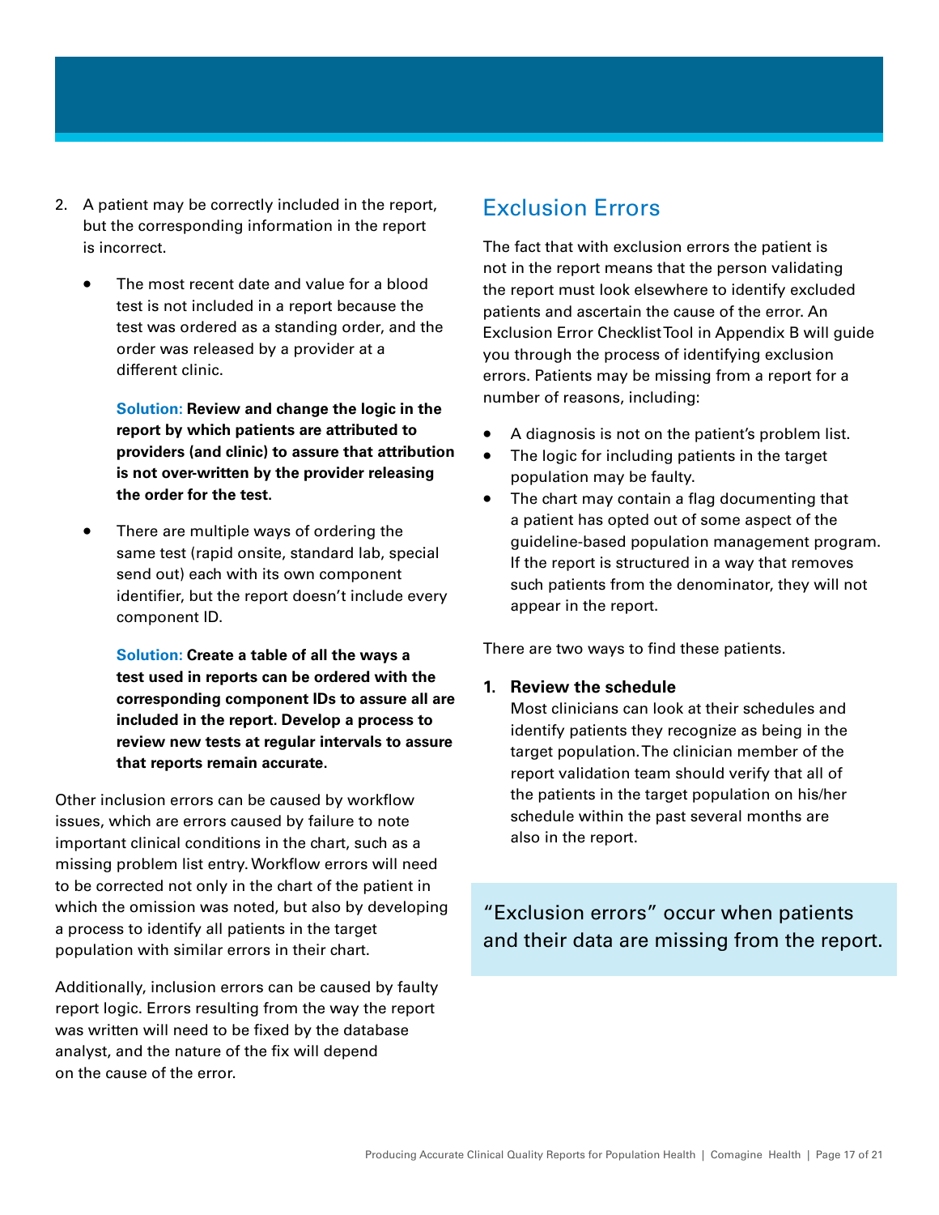2. A patient may be correctly included in the report, but the corresponding information in the report is incorrect.

   - The most recent date and value for a blood test is not included in a report because the test was ordered as a standing order, and the order was released by a provider at a different clinic.

     **Solution: Review and change the logic in the report by which patients are attributed to providers (and clinic) to assure that attribution is not over-written by the provider releasing the order for the test.**

   - There are multiple ways of ordering the same test (rapid onsite, standard lab, special send out) each with its own component identifier, but the report doesn't include every component ID.

     **Solution: Create a table of all the ways a test used in reports can be ordered with the corresponding component IDs to assure all are included in the report. Develop a process to review new tests at regular intervals to assure that reports remain accurate.**

Other inclusion errors can be caused by workflow issues, which are errors caused by failure to note important clinical conditions in the chart, such as a missing problem list entry. Workflow errors will need to be corrected not only in the chart of the patient in which the omission was noted, but also by developing a process to identify all patients in the target population with similar errors in their chart.

Additionally, inclusion errors can be caused by faulty report logic. Errors resulting from the way the report was written will need to be fixed by the database analyst, and the nature of the fix will depend on the cause of the error.

## Exclusion Errors

The fact that with exclusion errors the patient is not in the report means that the person validating the report must look elsewhere to identify excluded patients and ascertain the cause of the error. An Exclusion Error Checklist Tool in Appendix B will guide you through the process of identifying exclusion errors. Patients may be missing from a report for a number of reasons, including:

- A diagnosis is not on the patient's problem list.
- The logic for including patients in the target population may be faulty.
- The chart may contain a flag documenting that a patient has opted out of some aspect of the guideline-based population management program. If the report is structured in a way that removes such patients from the denominator, they will not appear in the report.

There are two ways to find these patients.

1. **Review the schedule**
   Most clinicians can look at their schedules and identify patients they recognize as being in the target population. The clinician member of the report validation team should verify that all of the patients in the target population on his/her schedule within the past several months are also in the report.

"Exclusion errors" occur when patients and their data are missing from the report.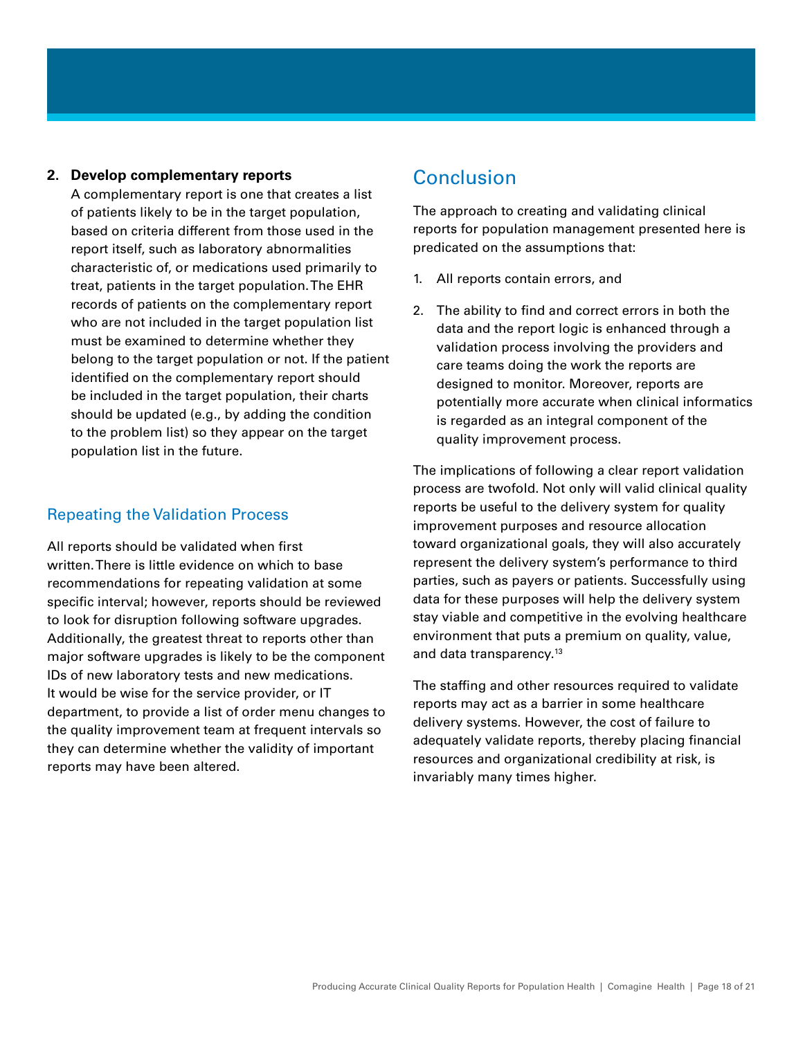2. **Develop complementary reports**
   A complementary report is one that creates a list of patients likely to be in the target population, based on criteria different from those used in the report itself, such as laboratory abnormalities characteristic of, or medications used primarily to treat, patients in the target population. The EHR records of patients on the complementary report who are not included in the target population list must be examined to determine whether they belong to the target population or not. If the patient identified on the complementary report should be included in the target population, their charts should be updated (e.g., by adding the condition to the problem list) so they appear on the target population list in the future.

### Repeating the Validation Process

All reports should be validated when first written. There is little evidence on which to base recommendations for repeating validation at some specific interval; however, reports should be reviewed to look for disruption following software upgrades. Additionally, the greatest threat to reports other than major software upgrades is likely to be the component IDs of new laboratory tests and new medications. It would be wise for the service provider, or IT department, to provide a list of order menu changes to the quality improvement team at frequent intervals so they can determine whether the validity of important reports may have been altered.

## Conclusion

The approach to creating and validating clinical reports for population management presented here is predicated on the assumptions that:

1. All reports contain errors, and
2. The ability to find and correct errors in both the data and the report logic is enhanced through a validation process involving the providers and care teams doing the work the reports are designed to monitor. Moreover, reports are potentially more accurate when clinical informatics is regarded as an integral component of the quality improvement process.

The implications of following a clear report validation process are twofold. Not only will valid clinical quality reports be useful to the delivery system for quality improvement purposes and resource allocation toward organizational goals, they will also accurately represent the delivery system's performance to third parties, such as payers or patients. Successfully using data for these purposes will help the delivery system stay viable and competitive in the evolving healthcare environment that puts a premium on quality, value, and data transparency.[13]

The staffing and other resources required to validate reports may act as a barrier in some healthcare delivery systems. However, the cost of failure to adequately validate reports, thereby placing financial resources and organizational credibility at risk, is invariably many times higher.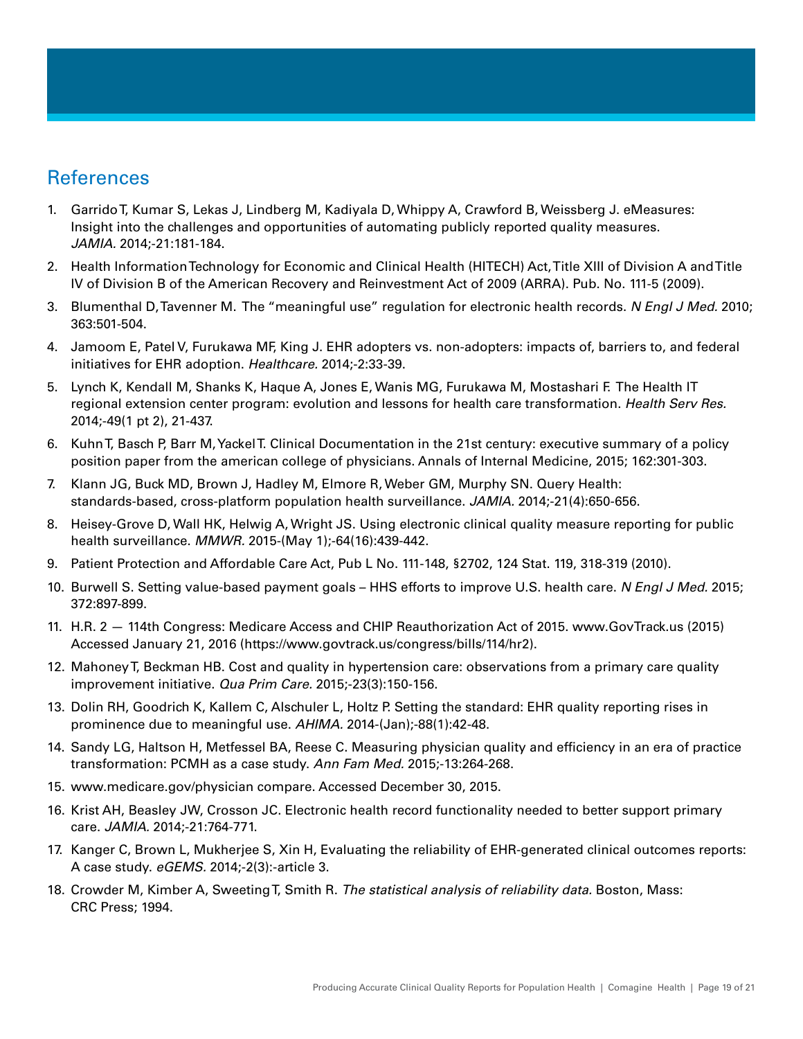## References

1. Garrido T, Kumar S, Lekas J, Lindberg M, Kadiyala D, Whippy A, Crawford B, Weissberg J. eMeasures: Insight into the challenges and opportunities of automating publicly reported quality measures. *JAMIA.* 2014;-21:181-184.
2. Health Information Technology for Economic and Clinical Health (HITECH) Act, Title XIII of Division A and Title IV of Division B of the American Recovery and Reinvestment Act of 2009 (ARRA). Pub. No. 111-5 (2009).
3. Blumenthal D, Tavenner M. The "meaningful use" regulation for electronic health records. *N Engl J Med.* 2010; 363:501-504.
4. Jamoom E, Patel V, Furukawa MF, King J. EHR adopters vs. non-adopters: impacts of, barriers to, and federal initiatives for EHR adoption. *Healthcare.* 2014;-2:33-39.
5. Lynch K, Kendall M, Shanks K, Haque A, Jones E, Wanis MG, Furukawa M, Mostashari F. The Health IT regional extension center program: evolution and lessons for health care transformation. *Health Serv Res.* 2014;-49(1 pt 2), 21-437.
6. Kuhn T, Basch P, Barr M, Yackel T. Clinical Documentation in the 21st century: executive summary of a policy position paper from the american college of physicians. Annals of Internal Medicine, 2015; 162:301-303.
7. Klann JG, Buck MD, Brown J, Hadley M, Elmore R, Weber GM, Murphy SN. Query Health: standards-based, cross-platform population health surveillance. *JAMIA.* 2014;-21(4):650-656.
8. Heisey-Grove D, Wall HK, Helwig A, Wright JS. Using electronic clinical quality measure reporting for public health surveillance. *MMWR.* 2015-(May 1);-64(16):439-442.
9. Patient Protection and Affordable Care Act, Pub L No. 111-148, §2702, 124 Stat. 119, 318-319 (2010).
10. Burwell S. Setting value-based payment goals – HHS efforts to improve U.S. health care. *N Engl J Med.* 2015; 372:897-899.
11. H.R. 2 — 114th Congress: Medicare Access and CHIP Reauthorization Act of 2015. www.GovTrack.us (2015) Accessed January 21, 2016 (https://www.govtrack.us/congress/bills/114/hr2).
12. Mahoney T, Beckman HB. Cost and quality in hypertension care: observations from a primary care quality improvement initiative. *Qua Prim Care.* 2015;-23(3):150-156.
13. Dolin RH, Goodrich K, Kallem C, Alschuler L, Holtz P. Setting the standard: EHR quality reporting rises in prominence due to meaningful use. *AHIMA.* 2014-(Jan);-88(1):42-48.
14. Sandy LG, Haltson H, Metfessel BA, Reese C. Measuring physician quality and efficiency in an era of practice transformation: PCMH as a case study. *Ann Fam Med.* 2015;-13:264-268.
15. www.medicare.gov/physician compare. Accessed December 30, 2015.
16. Krist AH, Beasley JW, Crosson JC. Electronic health record functionality needed to better support primary care. *JAMIA.* 2014;-21:764-771.
17. Kanger C, Brown L, Mukherjee S, Xin H, Evaluating the reliability of EHR-generated clinical outcomes reports: A case study. *eGEMS.* 2014;-2(3):-article 3.
18. Crowder M, Kimber A, Sweeting T, Smith R. *The statistical analysis of reliability data.* Boston, Mass: CRC Press; 1994.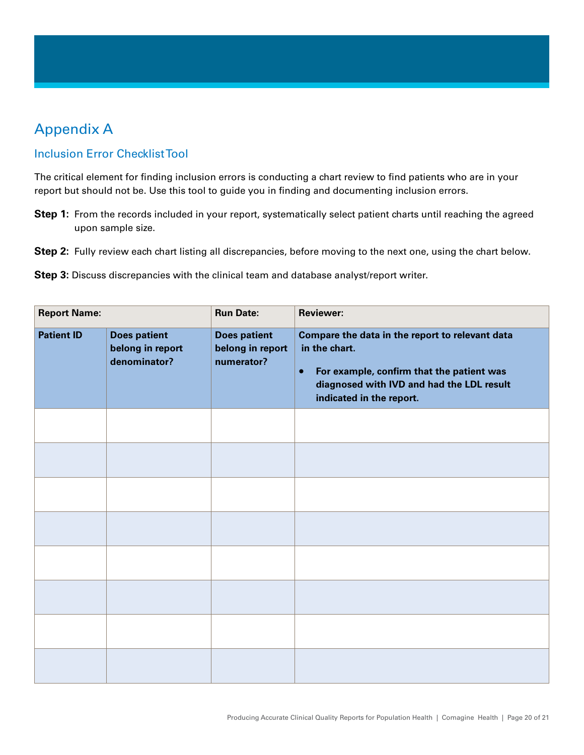# Appendix A

## Inclusion Error Checklist Tool

The critical element for finding inclusion errors is conducting a chart review to find patients who are in your report but should not be. Use this tool to guide you in finding and documenting inclusion errors.

**Step 1:** From the records included in your report, systematically select patient charts until reaching the agreed upon sample size.

**Step 2:** Fully review each chart listing all discrepancies, before moving to the next one, using the chart below.

**Step 3:** Discuss discrepancies with the clinical team and database analyst/report writer.

| **Report Name:** | | **Run Date:** | **Reviewer:** |
|---|---|---|---|
| **Patient ID** | **Does patient belong in report denominator?** | **Does patient belong in report numerator?** | **Compare the data in the report to relevant data in the chart.**<br>• **For example, confirm that the patient was diagnosed with IVD and had the LDL result indicated in the report.** |
| | | | |
| | | | |
| | | | |
| | | | |
| | | | |
| | | | |
| | | | |
| | | | |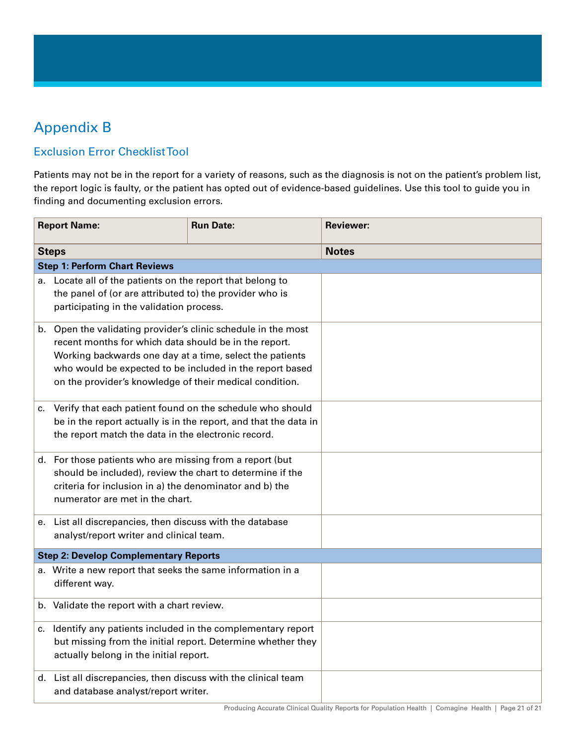# Appendix B

## Exclusion Error Checklist Tool

Patients may not be in the report for a variety of reasons, such as the diagnosis is not on the patient's problem list, the report logic is faulty, or the patient has opted out of evidence-based guidelines. Use this tool to guide you in finding and documenting exclusion errors.

| **Report Name:** | **Run Date:** | **Reviewer:** |
|---|---|---|
| **Steps** | | **Notes** |
| **Step 1: Perform Chart Reviews** | | |
| a. Locate all of the patients on the report that belong to the panel of (or are attributed to) the provider who is participating in the validation process. | | |
| b. Open the validating provider's clinic schedule in the most recent months for which data should be in the report. Working backwards one day at a time, select the patients who would be expected to be included in the report based on the provider's knowledge of their medical condition. | | |
| c. Verify that each patient found on the schedule who should be in the report actually is in the report, and that the data in the report match the data in the electronic record. | | |
| d. For those patients who are missing from a report (but should be included), review the chart to determine if the criteria for inclusion in a) the denominator and b) the numerator are met in the chart. | | |
| e. List all discrepancies, then discuss with the database analyst/report writer and clinical team. | | |
| **Step 2: Develop Complementary Reports** | | |
| a. Write a new report that seeks the same information in a different way. | | |
| b. Validate the report with a chart review. | | |
| c. Identify any patients included in the complementary report but missing from the initial report. Determine whether they actually belong in the initial report. | | |
| d. List all discrepancies, then discuss with the clinical team and database analyst/report writer. | | |